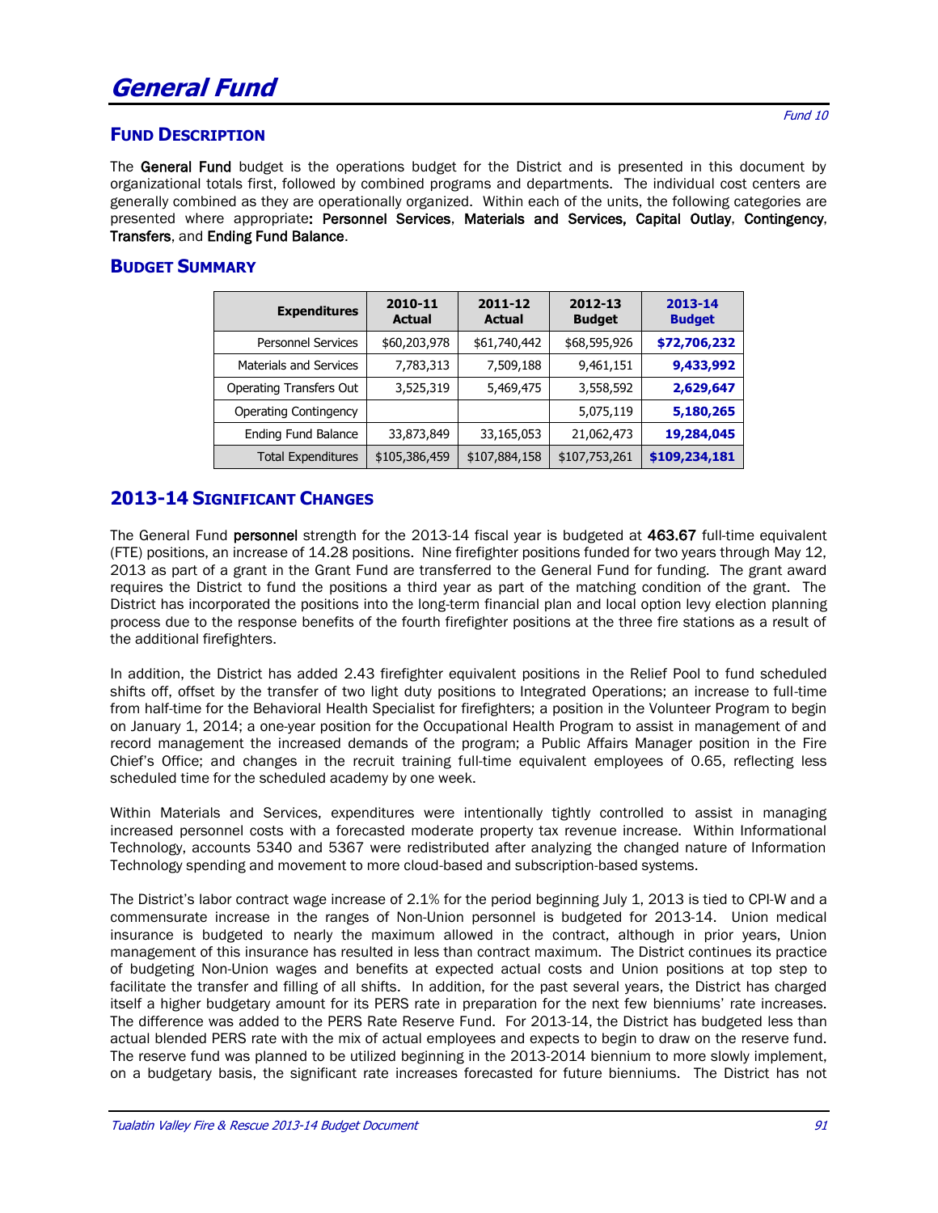# General Fund

*Fund 10*

## FUND DESCRIPTION

The **General Fund** budget is the operations budget for the District and is presented in this document by organizational totals first, followed by combined programs and departments. The individual cost centers are generally combined as they are operationally organized. Within each of the units, the following categories are presented where appropriate**: Personnel Services**, **Materials and Services, Capital Outlay**, **Contingency**, **Transfers**, and **Ending Fund Balance**.

## BUDGET SUMMARY

| Expenditures | 2010-11 Actual | 2011-12 Actual | 2012-13 Budget | 2013-14 Budget |
|---|---|---|---|---|
| Personnel Services | $60,203,978 | $61,740,442 | $68,595,926 | **$72,706,232** |
| Materials and Services | 7,783,313 | 7,509,188 | 9,461,151 | **9,433,992** |
| Operating Transfers Out | 3,525,319 | 5,469,475 | 3,558,592 | **2,629,647** |
| Operating Contingency | | | 5,075,119 | **5,180,265** |
| Ending Fund Balance | 33,873,849 | 33,165,053 | 21,062,473 | **19,284,045** |
| Total Expenditures | $105,386,459 | $107,884,158 | $107,753,261 | **$109,234,181** |

## 2013-14 SIGNIFICANT CHANGES

The General Fund **personnel** strength for the 2013-14 fiscal year is budgeted at **463.67** full-time equivalent (FTE) positions, an increase of 14.28 positions. Nine firefighter positions funded for two years through May 12, 2013 as part of a grant in the Grant Fund are transferred to the General Fund for funding. The grant award requires the District to fund the positions a third year as part of the matching condition of the grant. The District has incorporated the positions into the long-term financial plan and local option levy election planning process due to the response benefits of the fourth firefighter positions at the three fire stations as a result of the additional firefighters.

In addition, the District has added 2.43 firefighter equivalent positions in the Relief Pool to fund scheduled shifts off, offset by the transfer of two light duty positions to Integrated Operations; an increase to full-time from half-time for the Behavioral Health Specialist for firefighters; a position in the Volunteer Program to begin on January 1, 2014; a one-year position for the Occupational Health Program to assist in management of and record management the increased demands of the program; a Public Affairs Manager position in the Fire Chief's Office; and changes in the recruit training full-time equivalent employees of 0.65, reflecting less scheduled time for the scheduled academy by one week.

Within Materials and Services, expenditures were intentionally tightly controlled to assist in managing increased personnel costs with a forecasted moderate property tax revenue increase. Within Informational Technology, accounts 5340 and 5367 were redistributed after analyzing the changed nature of Information Technology spending and movement to more cloud-based and subscription-based systems.

The District's labor contract wage increase of 2.1% for the period beginning July 1, 2013 is tied to CPI-W and a commensurate increase in the ranges of Non-Union personnel is budgeted for 2013-14. Union medical insurance is budgeted to nearly the maximum allowed in the contract, although in prior years, Union management of this insurance has resulted in less than contract maximum. The District continues its practice of budgeting Non-Union wages and benefits at expected actual costs and Union positions at top step to facilitate the transfer and filling of all shifts. In addition, for the past several years, the District has charged itself a higher budgetary amount for its PERS rate in preparation for the next few bienniums' rate increases. The difference was added to the PERS Rate Reserve Fund. For 2013-14, the District has budgeted less than actual blended PERS rate with the mix of actual employees and expects to begin to draw on the reserve fund. The reserve fund was planned to be utilized beginning in the 2013-2014 biennium to more slowly implement, on a budgetary basis, the significant rate increases forecasted for future bienniums. The District has not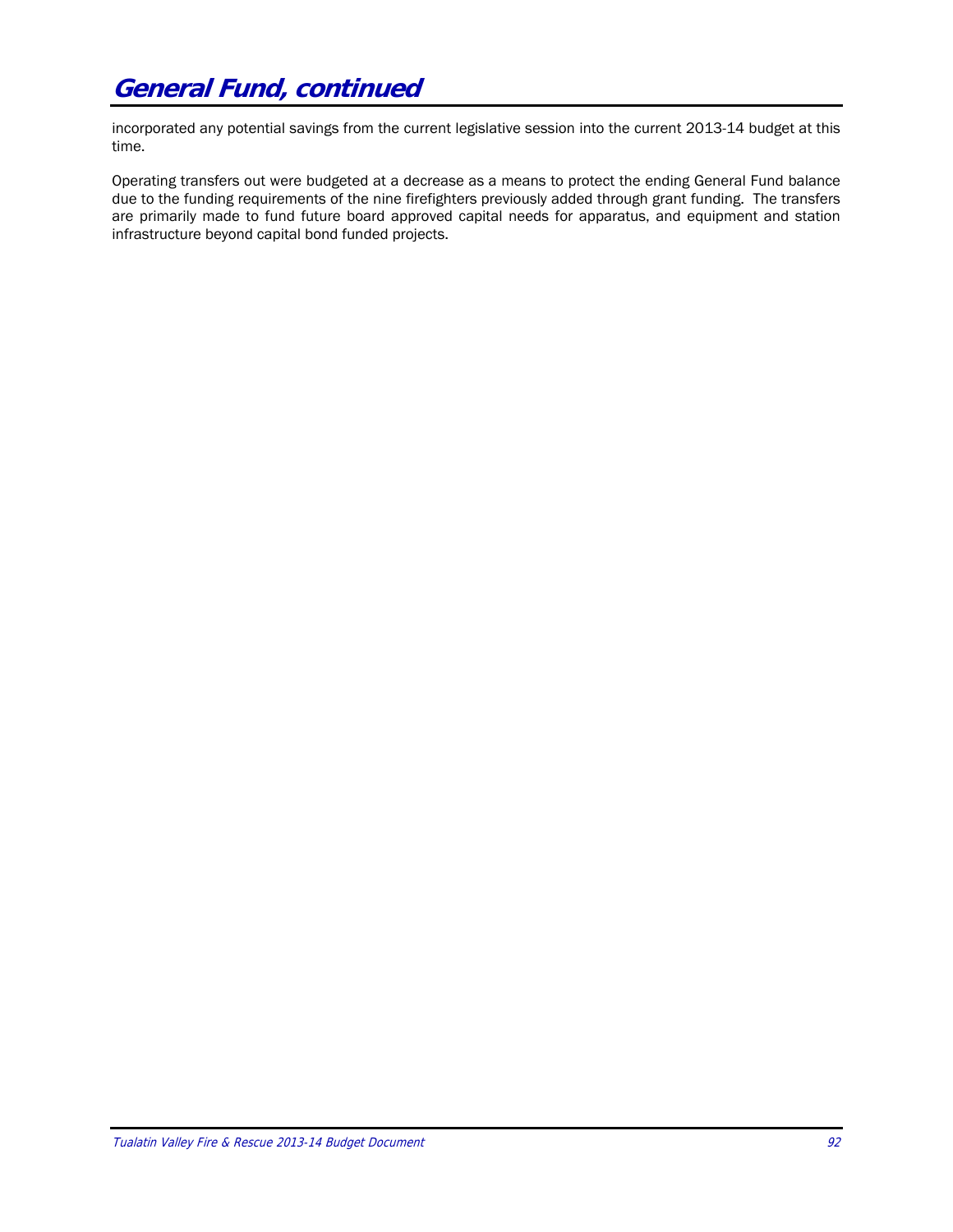# General Fund, continued

incorporated any potential savings from the current legislative session into the current 2013-14 budget at this time.

Operating transfers out were budgeted at a decrease as a means to protect the ending General Fund balance due to the funding requirements of the nine firefighters previously added through grant funding. The transfers are primarily made to fund future board approved capital needs for apparatus, and equipment and station infrastructure beyond capital bond funded projects.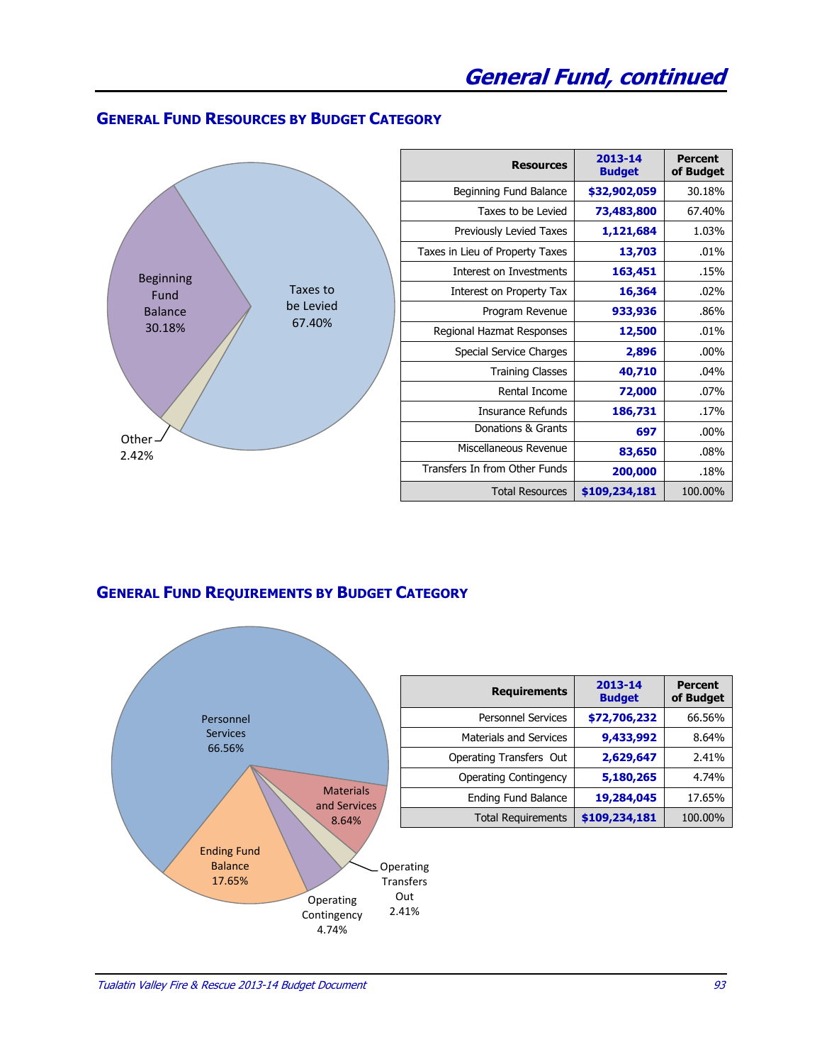# General Fund, continued

## General Fund Resources by Budget Category

Beginning Fund Balance 30.18%

Taxes to be Levied 67.40%

Other 2.42%

| Resources | 2013-14 Budget | Percent of Budget |
|---|---|---|
| Beginning Fund Balance | $32,902,059 | 30.18% |
| Taxes to be Levied | 73,483,800 | 67.40% |
| Previously Levied Taxes | 1,121,684 | 1.03% |
| Taxes in Lieu of Property Taxes | 13,703 | .01% |
| Interest on Investments | 163,451 | .15% |
| Interest on Property Tax | 16,364 | .02% |
| Program Revenue | 933,936 | .86% |
| Regional Hazmat Responses | 12,500 | .01% |
| Special Service Charges | 2,896 | .00% |
| Training Classes | 40,710 | .04% |
| Rental Income | 72,000 | .07% |
| Insurance Refunds | 186,731 | .17% |
| Donations & Grants | 697 | .00% |
| Miscellaneous Revenue | 83,650 | .08% |
| Transfers In from Other Funds | 200,000 | .18% |
| Total Resources | $109,234,181 | 100.00% |

## General Fund Requirements by Budget Category

Personnel Services 66.56%

Materials and Services 8.64%

Operating Transfers Out 2.41%

Operating Contingency 4.74%

Ending Fund Balance 17.65%

| Requirements | 2013-14 Budget | Percent of Budget |
|---|---|---|
| Personnel Services | $72,706,232 | 66.56% |
| Materials and Services | 9,433,992 | 8.64% |
| Operating Transfers Out | 2,629,647 | 2.41% |
| Operating Contingency | 5,180,265 | 4.74% |
| Ending Fund Balance | 19,284,045 | 17.65% |
| Total Requirements | $109,234,181 | 100.00% |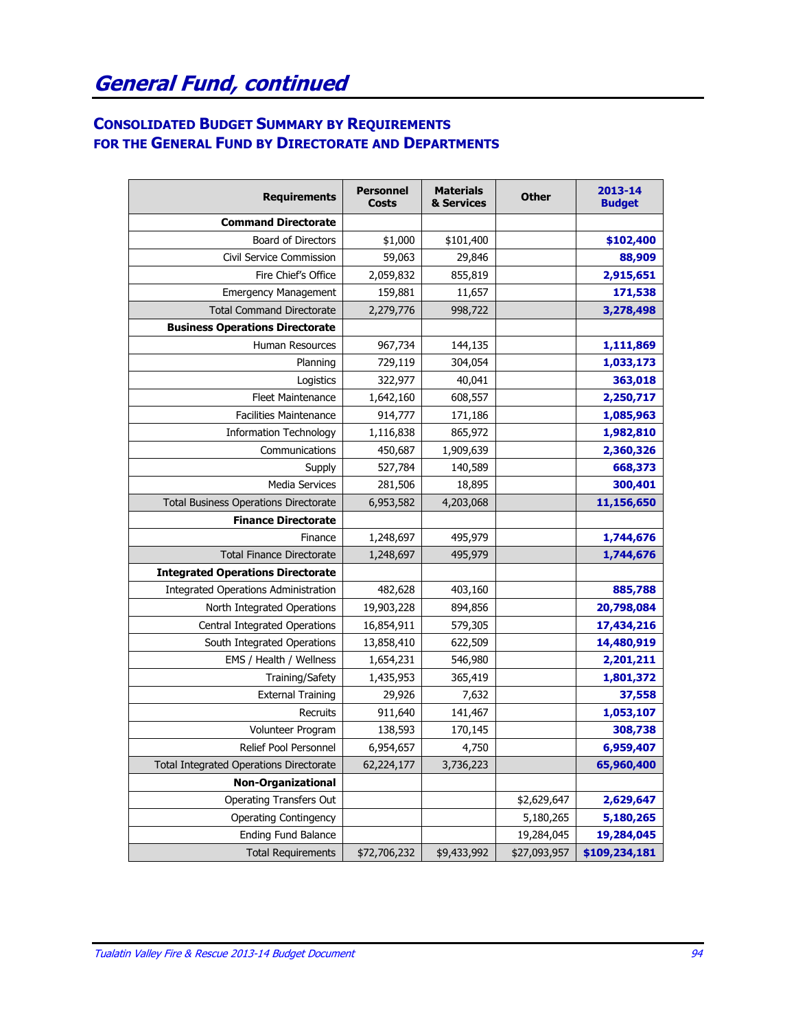# General Fund, continued

## Consolidated Budget Summary by Requirements for the General Fund by Directorate and Departments

| Requirements | Personnel Costs | Materials & Services | Other | 2013-14 Budget |
|---|---|---|---|---|
| **Command Directorate** | | | | |
| Board of Directors | $1,000 | $101,400 | | **$102,400** |
| Civil Service Commission | 59,063 | 29,846 | | **88,909** |
| Fire Chief's Office | 2,059,832 | 855,819 | | **2,915,651** |
| Emergency Management | 159,881 | 11,657 | | **171,538** |
| Total Command Directorate | 2,279,776 | 998,722 | | **3,278,498** |
| **Business Operations Directorate** | | | | |
| Human Resources | 967,734 | 144,135 | | **1,111,869** |
| Planning | 729,119 | 304,054 | | **1,033,173** |
| Logistics | 322,977 | 40,041 | | **363,018** |
| Fleet Maintenance | 1,642,160 | 608,557 | | **2,250,717** |
| Facilities Maintenance | 914,777 | 171,186 | | **1,085,963** |
| Information Technology | 1,116,838 | 865,972 | | **1,982,810** |
| Communications | 450,687 | 1,909,639 | | **2,360,326** |
| Supply | 527,784 | 140,589 | | **668,373** |
| Media Services | 281,506 | 18,895 | | **300,401** |
| Total Business Operations Directorate | 6,953,582 | 4,203,068 | | **11,156,650** |
| **Finance Directorate** | | | | |
| Finance | 1,248,697 | 495,979 | | **1,744,676** |
| Total Finance Directorate | 1,248,697 | 495,979 | | **1,744,676** |
| **Integrated Operations Directorate** | | | | |
| Integrated Operations Administration | 482,628 | 403,160 | | **885,788** |
| North Integrated Operations | 19,903,228 | 894,856 | | **20,798,084** |
| Central Integrated Operations | 16,854,911 | 579,305 | | **17,434,216** |
| South Integrated Operations | 13,858,410 | 622,509 | | **14,480,919** |
| EMS / Health / Wellness | 1,654,231 | 546,980 | | **2,201,211** |
| Training/Safety | 1,435,953 | 365,419 | | **1,801,372** |
| External Training | 29,926 | 7,632 | | **37,558** |
| Recruits | 911,640 | 141,467 | | **1,053,107** |
| Volunteer Program | 138,593 | 170,145 | | **308,738** |
| Relief Pool Personnel | 6,954,657 | 4,750 | | **6,959,407** |
| Total Integrated Operations Directorate | 62,224,177 | 3,736,223 | | **65,960,400** |
| **Non-Organizational** | | | | |
| Operating Transfers Out | | | $2,629,647 | **2,629,647** |
| Operating Contingency | | | 5,180,265 | **5,180,265** |
| Ending Fund Balance | | | 19,284,045 | **19,284,045** |
| Total Requirements | $72,706,232 | $9,433,992 | $27,093,957 | **$109,234,181** |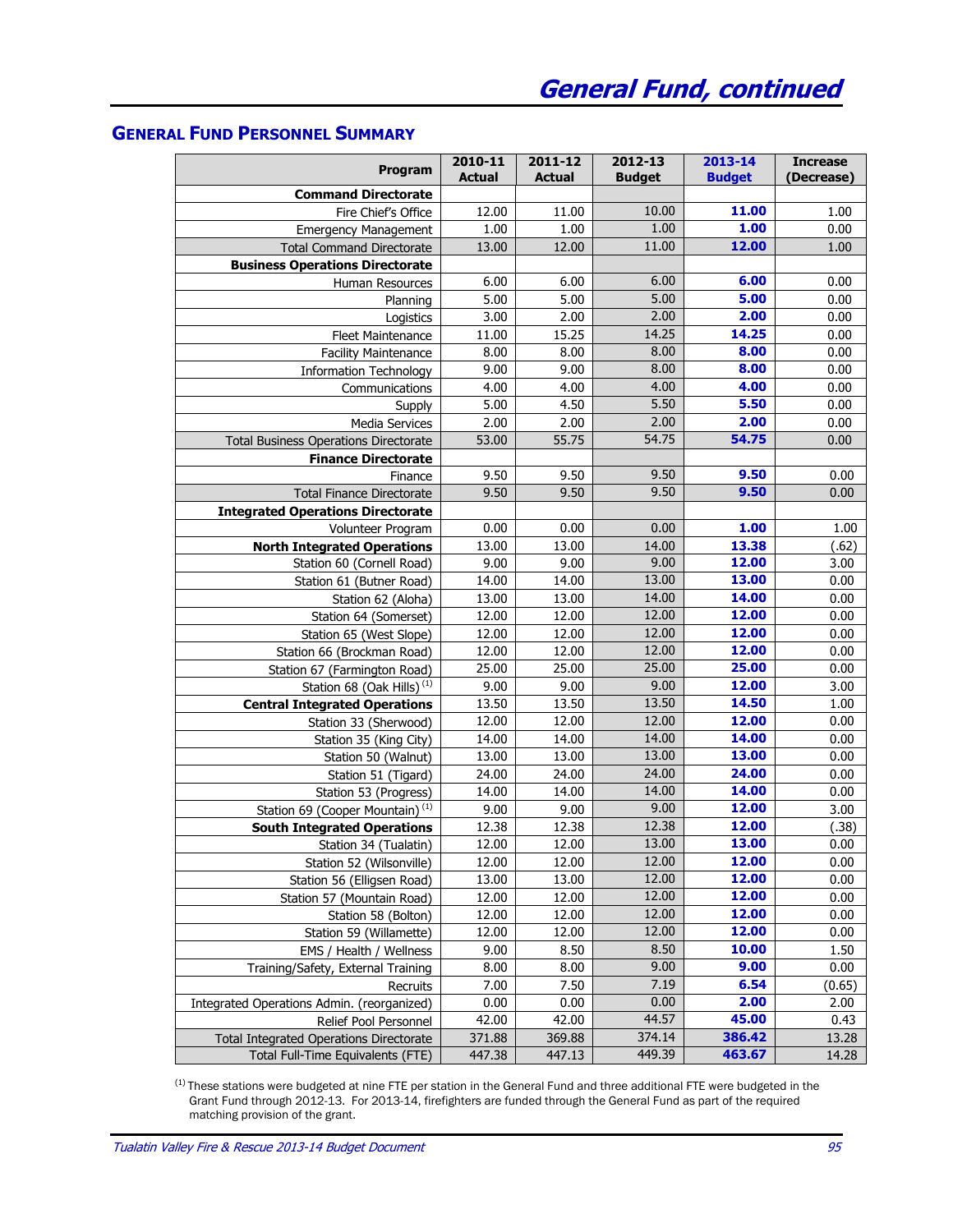# General Fund, continued

## General Fund Personnel Summary

| Program | 2010-11 Actual | 2011-12 Actual | 2012-13 Budget | 2013-14 Budget | Increase (Decrease) |
|---|---|---|---|---|---|
| **Command Directorate** | | | | | |
| Fire Chief's Office | 12.00 | 11.00 | 10.00 | **11.00** | 1.00 |
| Emergency Management | 1.00 | 1.00 | 1.00 | **1.00** | 0.00 |
| Total Command Directorate | 13.00 | 12.00 | 11.00 | **12.00** | 1.00 |
| **Business Operations Directorate** | | | | | |
| Human Resources | 6.00 | 6.00 | 6.00 | **6.00** | 0.00 |
| Planning | 5.00 | 5.00 | 5.00 | **5.00** | 0.00 |
| Logistics | 3.00 | 2.00 | 2.00 | **2.00** | 0.00 |
| Fleet Maintenance | 11.00 | 15.25 | 14.25 | **14.25** | 0.00 |
| Facility Maintenance | 8.00 | 8.00 | 8.00 | **8.00** | 0.00 |
| Information Technology | 9.00 | 9.00 | 8.00 | **8.00** | 0.00 |
| Communications | 4.00 | 4.00 | 4.00 | **4.00** | 0.00 |
| Supply | 5.00 | 4.50 | 5.50 | **5.50** | 0.00 |
| Media Services | 2.00 | 2.00 | 2.00 | **2.00** | 0.00 |
| Total Business Operations Directorate | 53.00 | 55.75 | 54.75 | **54.75** | 0.00 |
| **Finance Directorate** | | | | | |
| Finance | 9.50 | 9.50 | 9.50 | **9.50** | 0.00 |
| Total Finance Directorate | 9.50 | 9.50 | 9.50 | **9.50** | 0.00 |
| **Integrated Operations Directorate** | | | | | |
| Volunteer Program | 0.00 | 0.00 | 0.00 | **1.00** | 1.00 |
| **North Integrated Operations** | 13.00 | 13.00 | 14.00 | **13.38** | (.62) |
| Station 60 (Cornell Road) | 9.00 | 9.00 | 9.00 | **12.00** | 3.00 |
| Station 61 (Butner Road) | 14.00 | 14.00 | 13.00 | **13.00** | 0.00 |
| Station 62 (Aloha) | 13.00 | 13.00 | 14.00 | **14.00** | 0.00 |
| Station 64 (Somerset) | 12.00 | 12.00 | 12.00 | **12.00** | 0.00 |
| Station 65 (West Slope) | 12.00 | 12.00 | 12.00 | **12.00** | 0.00 |
| Station 66 (Brockman Road) | 12.00 | 12.00 | 12.00 | **12.00** | 0.00 |
| Station 67 (Farmington Road) | 25.00 | 25.00 | 25.00 | **25.00** | 0.00 |
| Station 68 (Oak Hills) [(1)] | 9.00 | 9.00 | 9.00 | **12.00** | 3.00 |
| **Central Integrated Operations** | 13.50 | 13.50 | 13.50 | **14.50** | 1.00 |
| Station 33 (Sherwood) | 12.00 | 12.00 | 12.00 | **12.00** | 0.00 |
| Station 35 (King City) | 14.00 | 14.00 | 14.00 | **14.00** | 0.00 |
| Station 50 (Walnut) | 13.00 | 13.00 | 13.00 | **13.00** | 0.00 |
| Station 51 (Tigard) | 24.00 | 24.00 | 24.00 | **24.00** | 0.00 |
| Station 53 (Progress) | 14.00 | 14.00 | 14.00 | **14.00** | 0.00 |
| Station 69 (Cooper Mountain) [(1)] | 9.00 | 9.00 | 9.00 | **12.00** | 3.00 |
| **South Integrated Operations** | 12.38 | 12.38 | 12.38 | **12.00** | (.38) |
| Station 34 (Tualatin) | 12.00 | 12.00 | 13.00 | **13.00** | 0.00 |
| Station 52 (Wilsonville) | 12.00 | 12.00 | 12.00 | **12.00** | 0.00 |
| Station 56 (Elligsen Road) | 13.00 | 13.00 | 12.00 | **12.00** | 0.00 |
| Station 57 (Mountain Road) | 12.00 | 12.00 | 12.00 | **12.00** | 0.00 |
| Station 58 (Bolton) | 12.00 | 12.00 | 12.00 | **12.00** | 0.00 |
| Station 59 (Willamette) | 12.00 | 12.00 | 12.00 | **12.00** | 0.00 |
| EMS / Health / Wellness | 9.00 | 8.50 | 8.50 | **10.00** | 1.50 |
| Training/Safety, External Training | 8.00 | 8.00 | 9.00 | **9.00** | 0.00 |
| Recruits | 7.00 | 7.50 | 7.19 | **6.54** | (0.65) |
| Integrated Operations Admin. (reorganized) | 0.00 | 0.00 | 0.00 | **2.00** | 2.00 |
| Relief Pool Personnel | 42.00 | 42.00 | 44.57 | **45.00** | 0.43 |
| Total Integrated Operations Directorate | 371.88 | 369.88 | 374.14 | **386.42** | 13.28 |
| Total Full-Time Equivalents (FTE) | 447.38 | 447.13 | 449.39 | **463.67** | 14.28 |

[(1)] These stations were budgeted at nine FTE per station in the General Fund and three additional FTE were budgeted in the Grant Fund through 2012-13. For 2013-14, firefighters are funded through the General Fund as part of the required matching provision of the grant.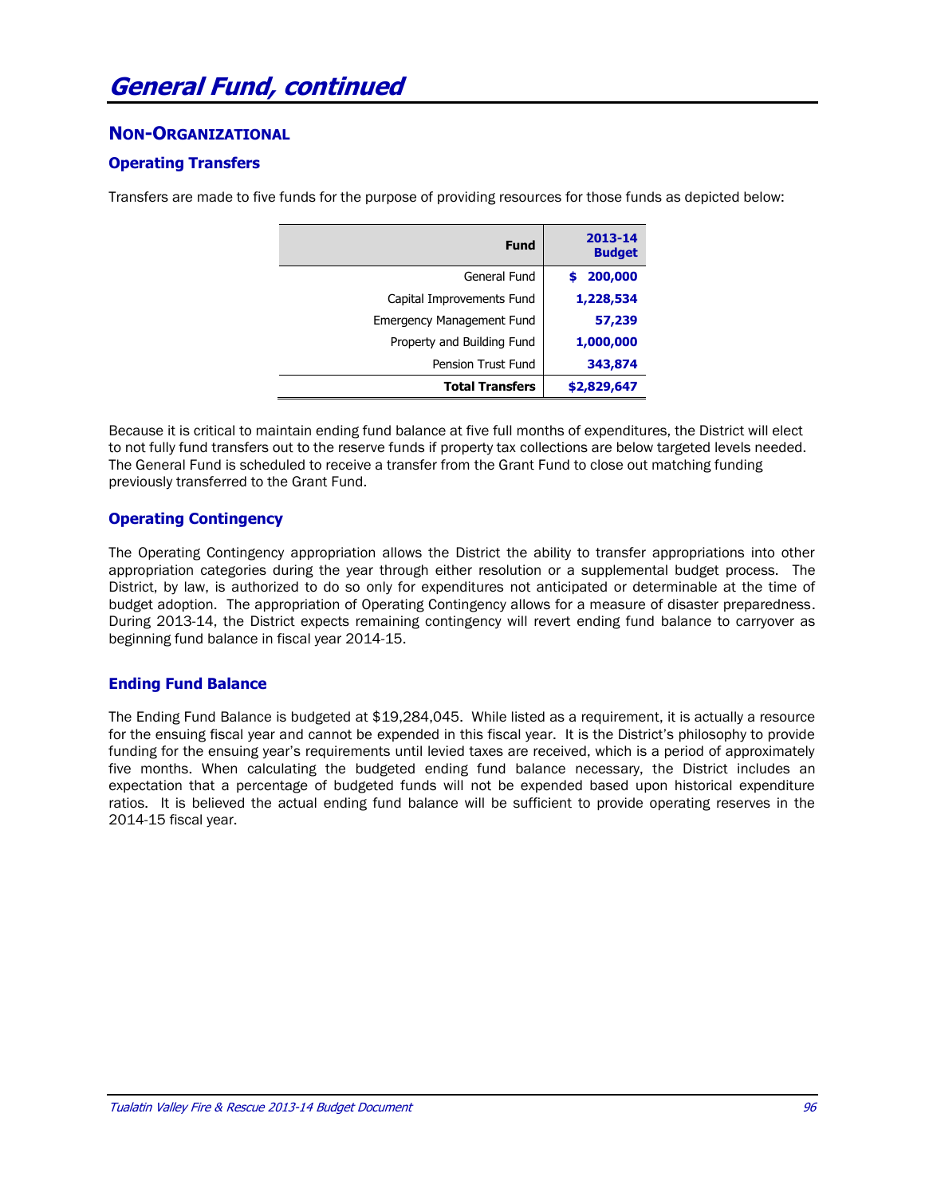# General Fund, continued

## NON-ORGANIZATIONAL

### Operating Transfers

Transfers are made to five funds for the purpose of providing resources for those funds as depicted below:

| Fund | 2013-14 Budget |
|---|---|
| General Fund | $ 200,000 |
| Capital Improvements Fund | 1,228,534 |
| Emergency Management Fund | 57,239 |
| Property and Building Fund | 1,000,000 |
| Pension Trust Fund | 343,874 |
| **Total Transfers** | **$2,829,647** |

Because it is critical to maintain ending fund balance at five full months of expenditures, the District will elect to not fully fund transfers out to the reserve funds if property tax collections are below targeted levels needed. The General Fund is scheduled to receive a transfer from the Grant Fund to close out matching funding previously transferred to the Grant Fund.

### Operating Contingency

The Operating Contingency appropriation allows the District the ability to transfer appropriations into other appropriation categories during the year through either resolution or a supplemental budget process. The District, by law, is authorized to do so only for expenditures not anticipated or determinable at the time of budget adoption. The appropriation of Operating Contingency allows for a measure of disaster preparedness. During 2013-14, the District expects remaining contingency will revert ending fund balance to carryover as beginning fund balance in fiscal year 2014-15.

### Ending Fund Balance

The Ending Fund Balance is budgeted at $19,284,045. While listed as a requirement, it is actually a resource for the ensuing fiscal year and cannot be expended in this fiscal year. It is the District's philosophy to provide funding for the ensuing year's requirements until levied taxes are received, which is a period of approximately five months. When calculating the budgeted ending fund balance necessary, the District includes an expectation that a percentage of budgeted funds will not be expended based upon historical expenditure ratios. It is believed the actual ending fund balance will be sufficient to provide operating reserves in the 2014-15 fiscal year.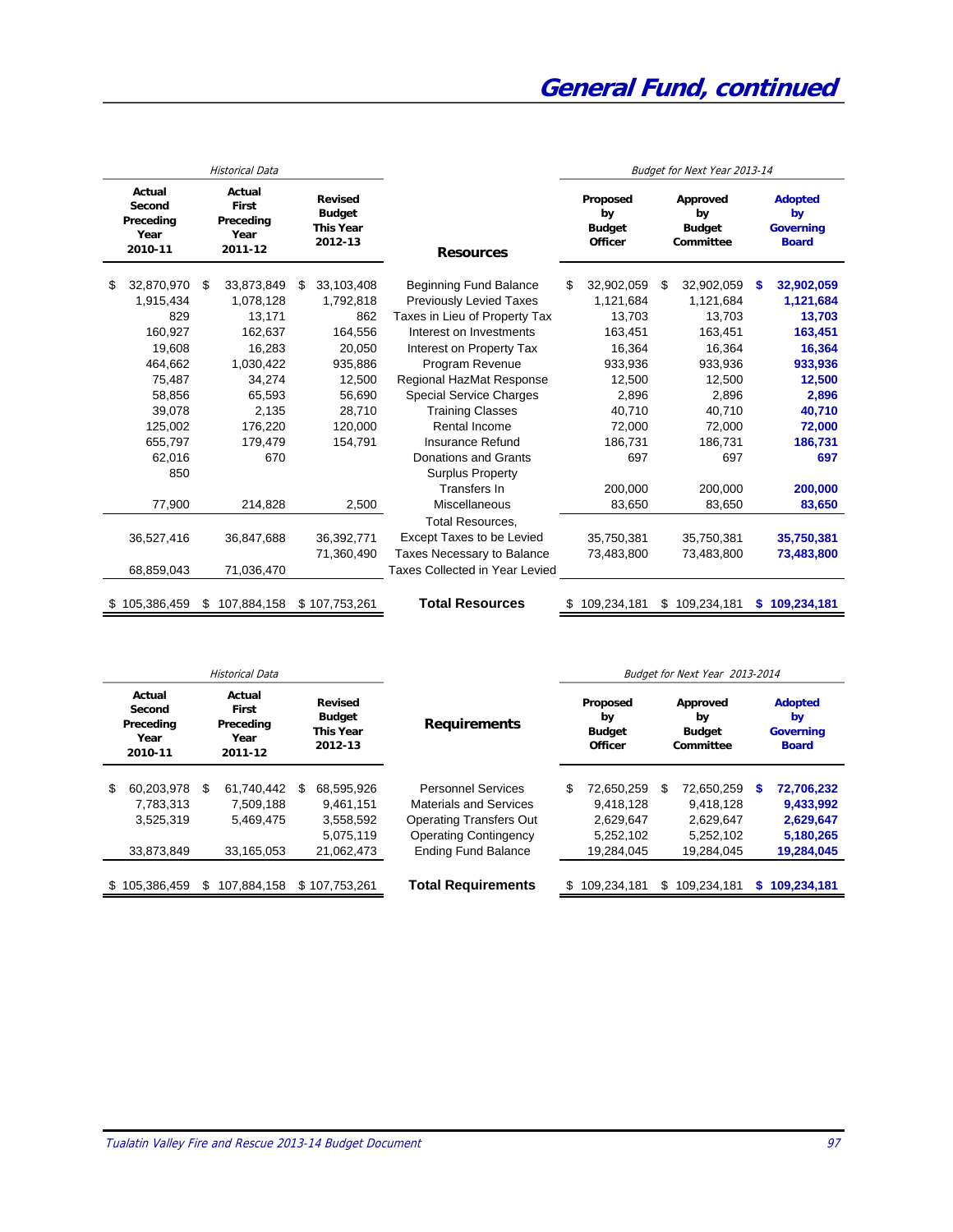# General Fund, continued

| Historical Data | | | | Budget for Next Year 2013-14 | | |
|---|---|---|---|---|---|---|
| Actual Second Preceding Year 2010-11 | Actual First Preceding Year 2011-12 | Revised Budget This Year 2012-13 | Resources | Proposed by Budget Officer | Approved by Budget Committee | Adopted by Governing Board |
| $ 32,870,970 | $ 33,873,849 | $ 33,103,408 | Beginning Fund Balance | $ 32,902,059 | $ 32,902,059 | **$ 32,902,059** |
| 1,915,434 | 1,078,128 | 1,792,818 | Previously Levied Taxes | 1,121,684 | 1,121,684 | **1,121,684** |
| 829 | 13,171 | 862 | Taxes in Lieu of Property Tax | 13,703 | 13,703 | **13,703** |
| 160,927 | 162,637 | 164,556 | Interest on Investments | 163,451 | 163,451 | **163,451** |
| 19,608 | 16,283 | 20,050 | Interest on Property Tax | 16,364 | 16,364 | **16,364** |
| 464,662 | 1,030,422 | 935,886 | Program Revenue | 933,936 | 933,936 | **933,936** |
| 75,487 | 34,274 | 12,500 | Regional HazMat Response | 12,500 | 12,500 | **12,500** |
| 58,856 | 65,593 | 56,690 | Special Service Charges | 2,896 | 2,896 | **2,896** |
| 39,078 | 2,135 | 28,710 | Training Classes | 40,710 | 40,710 | **40,710** |
| 125,002 | 176,220 | 120,000 | Rental Income | 72,000 | 72,000 | **72,000** |
| 655,797 | 179,479 | 154,791 | Insurance Refund | 186,731 | 186,731 | **186,731** |
| 62,016 | 670 | | Donations and Grants | 697 | 697 | **697** |
| 850 | | | Surplus Property | | | |
| | | | Transfers In | 200,000 | 200,000 | **200,000** |
| 77,900 | 214,828 | 2,500 | Miscellaneous | 83,650 | 83,650 | **83,650** |
| 36,527,416 | 36,847,688 | 36,392,771 | Total Resources, Except Taxes to be Levied | 35,750,381 | 35,750,381 | **35,750,381** |
| | | 71,360,490 | Taxes Necessary to Balance | 73,483,800 | 73,483,800 | **73,483,800** |
| 68,859,043 | 71,036,470 | | Taxes Collected in Year Levied | | | |
| $ 105,386,459 | $ 107,884,158 | $ 107,753,261 | **Total Resources** | $ 109,234,181 | $ 109,234,181 | **$ 109,234,181** |

| Historical Data | | | | Budget for Next Year 2013-2014 | | |
|---|---|---|---|---|---|---|
| Actual Second Preceding Year 2010-11 | Actual First Preceding Year 2011-12 | Revised Budget This Year 2012-13 | Requirements | Proposed by Budget Officer | Approved by Budget Committee | Adopted by Governing Board |
| $ 60,203,978 | $ 61,740,442 | $ 68,595,926 | Personnel Services | $ 72,650,259 | $ 72,650,259 | **$ 72,706,232** |
| 7,783,313 | 7,509,188 | 9,461,151 | Materials and Services | 9,418,128 | 9,418,128 | **9,433,992** |
| 3,525,319 | 5,469,475 | 3,558,592 | Operating Transfers Out | 2,629,647 | 2,629,647 | **2,629,647** |
| | | 5,075,119 | Operating Contingency | 5,252,102 | 5,252,102 | **5,180,265** |
| 33,873,849 | 33,165,053 | 21,062,473 | Ending Fund Balance | 19,284,045 | 19,284,045 | **19,284,045** |
| $ 105,386,459 | $ 107,884,158 | $ 107,753,261 | **Total Requirements** | $ 109,234,181 | $ 109,234,181 | **$ 109,234,181** |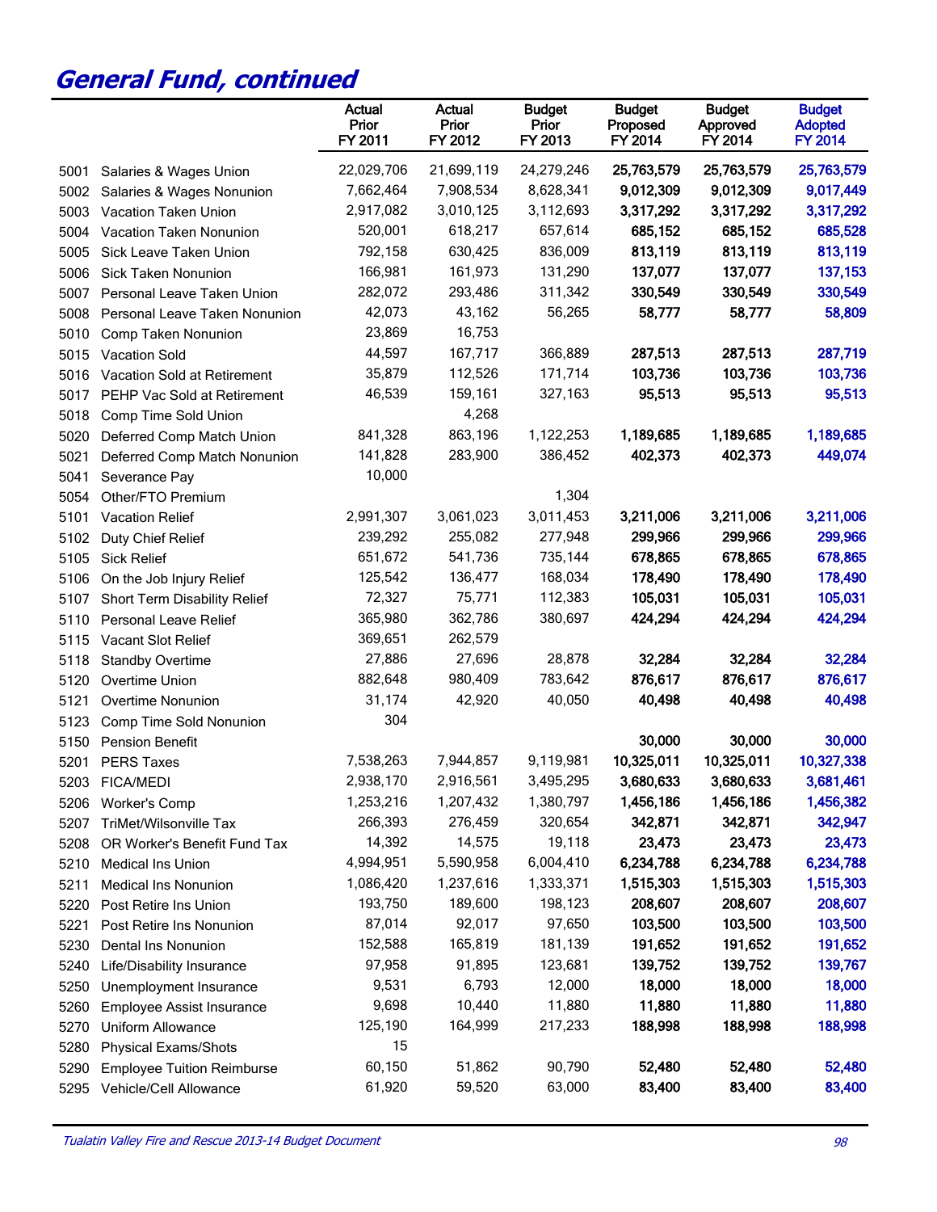# General Fund, continued

| | | Actual Prior FY 2011 | Actual Prior FY 2012 | Budget Prior FY 2013 | Budget Proposed FY 2014 | Budget Approved FY 2014 | Budget Adopted FY 2014 |
|---|---|---|---|---|---|---|---|
| 5001 | Salaries & Wages Union | 22,029,706 | 21,699,119 | 24,279,246 | 25,763,579 | 25,763,579 | 25,763,579 |
| 5002 | Salaries & Wages Nonunion | 7,662,464 | 7,908,534 | 8,628,341 | 9,012,309 | 9,012,309 | 9,017,449 |
| 5003 | Vacation Taken Union | 2,917,082 | 3,010,125 | 3,112,693 | 3,317,292 | 3,317,292 | 3,317,292 |
| 5004 | Vacation Taken Nonunion | 520,001 | 618,217 | 657,614 | 685,152 | 685,152 | 685,528 |
| 5005 | Sick Leave Taken Union | 792,158 | 630,425 | 836,009 | 813,119 | 813,119 | 813,119 |
| 5006 | Sick Taken Nonunion | 166,981 | 161,973 | 131,290 | 137,077 | 137,077 | 137,153 |
| 5007 | Personal Leave Taken Union | 282,072 | 293,486 | 311,342 | 330,549 | 330,549 | 330,549 |
| 5008 | Personal Leave Taken Nonunion | 42,073 | 43,162 | 56,265 | 58,777 | 58,777 | 58,809 |
| 5010 | Comp Taken Nonunion | 23,869 | 16,753 | | | | |
| 5015 | Vacation Sold | 44,597 | 167,717 | 366,889 | 287,513 | 287,513 | 287,719 |
| 5016 | Vacation Sold at Retirement | 35,879 | 112,526 | 171,714 | 103,736 | 103,736 | 103,736 |
| 5017 | PEHP Vac Sold at Retirement | 46,539 | 159,161 | 327,163 | 95,513 | 95,513 | 95,513 |
| 5018 | Comp Time Sold Union | | 4,268 | | | | |
| 5020 | Deferred Comp Match Union | 841,328 | 863,196 | 1,122,253 | 1,189,685 | 1,189,685 | 1,189,685 |
| 5021 | Deferred Comp Match Nonunion | 141,828 | 283,900 | 386,452 | 402,373 | 402,373 | 449,074 |
| 5041 | Severance Pay | 10,000 | | | | | |
| 5054 | Other/FTO Premium | | | 1,304 | | | |
| 5101 | Vacation Relief | 2,991,307 | 3,061,023 | 3,011,453 | 3,211,006 | 3,211,006 | 3,211,006 |
| 5102 | Duty Chief Relief | 239,292 | 255,082 | 277,948 | 299,966 | 299,966 | 299,966 |
| 5105 | Sick Relief | 651,672 | 541,736 | 735,144 | 678,865 | 678,865 | 678,865 |
| 5106 | On the Job Injury Relief | 125,542 | 136,477 | 168,034 | 178,490 | 178,490 | 178,490 |
| 5107 | Short Term Disability Relief | 72,327 | 75,771 | 112,383 | 105,031 | 105,031 | 105,031 |
| 5110 | Personal Leave Relief | 365,980 | 362,786 | 380,697 | 424,294 | 424,294 | 424,294 |
| 5115 | Vacant Slot Relief | 369,651 | 262,579 | | | | |
| 5118 | Standby Overtime | 27,886 | 27,696 | 28,878 | 32,284 | 32,284 | 32,284 |
| 5120 | Overtime Union | 882,648 | 980,409 | 783,642 | 876,617 | 876,617 | 876,617 |
| 5121 | Overtime Nonunion | 31,174 | 42,920 | 40,050 | 40,498 | 40,498 | 40,498 |
| 5123 | Comp Time Sold Nonunion | 304 | | | | | |
| 5150 | Pension Benefit | | | | 30,000 | 30,000 | 30,000 |
| 5201 | PERS Taxes | 7,538,263 | 7,944,857 | 9,119,981 | 10,325,011 | 10,325,011 | 10,327,338 |
| 5203 | FICA/MEDI | 2,938,170 | 2,916,561 | 3,495,295 | 3,680,633 | 3,680,633 | 3,681,461 |
| 5206 | Worker's Comp | 1,253,216 | 1,207,432 | 1,380,797 | 1,456,186 | 1,456,186 | 1,456,382 |
| 5207 | TriMet/Wilsonville Tax | 266,393 | 276,459 | 320,654 | 342,871 | 342,871 | 342,947 |
| 5208 | OR Worker's Benefit Fund Tax | 14,392 | 14,575 | 19,118 | 23,473 | 23,473 | 23,473 |
| 5210 | Medical Ins Union | 4,994,951 | 5,590,958 | 6,004,410 | 6,234,788 | 6,234,788 | 6,234,788 |
| 5211 | Medical Ins Nonunion | 1,086,420 | 1,237,616 | 1,333,371 | 1,515,303 | 1,515,303 | 1,515,303 |
| 5220 | Post Retire Ins Union | 193,750 | 189,600 | 198,123 | 208,607 | 208,607 | 208,607 |
| 5221 | Post Retire Ins Nonunion | 87,014 | 92,017 | 97,650 | 103,500 | 103,500 | 103,500 |
| 5230 | Dental Ins Nonunion | 152,588 | 165,819 | 181,139 | 191,652 | 191,652 | 191,652 |
| 5240 | Life/Disability Insurance | 97,958 | 91,895 | 123,681 | 139,752 | 139,752 | 139,767 |
| 5250 | Unemployment Insurance | 9,531 | 6,793 | 12,000 | 18,000 | 18,000 | 18,000 |
| 5260 | Employee Assist Insurance | 9,698 | 10,440 | 11,880 | 11,880 | 11,880 | 11,880 |
| 5270 | Uniform Allowance | 125,190 | 164,999 | 217,233 | 188,998 | 188,998 | 188,998 |
| 5280 | Physical Exams/Shots | 15 | | | | | |
| 5290 | Employee Tuition Reimburse | 60,150 | 51,862 | 90,790 | 52,480 | 52,480 | 52,480 |
| 5295 | Vehicle/Cell Allowance | 61,920 | 59,520 | 63,000 | 83,400 | 83,400 | 83,400 |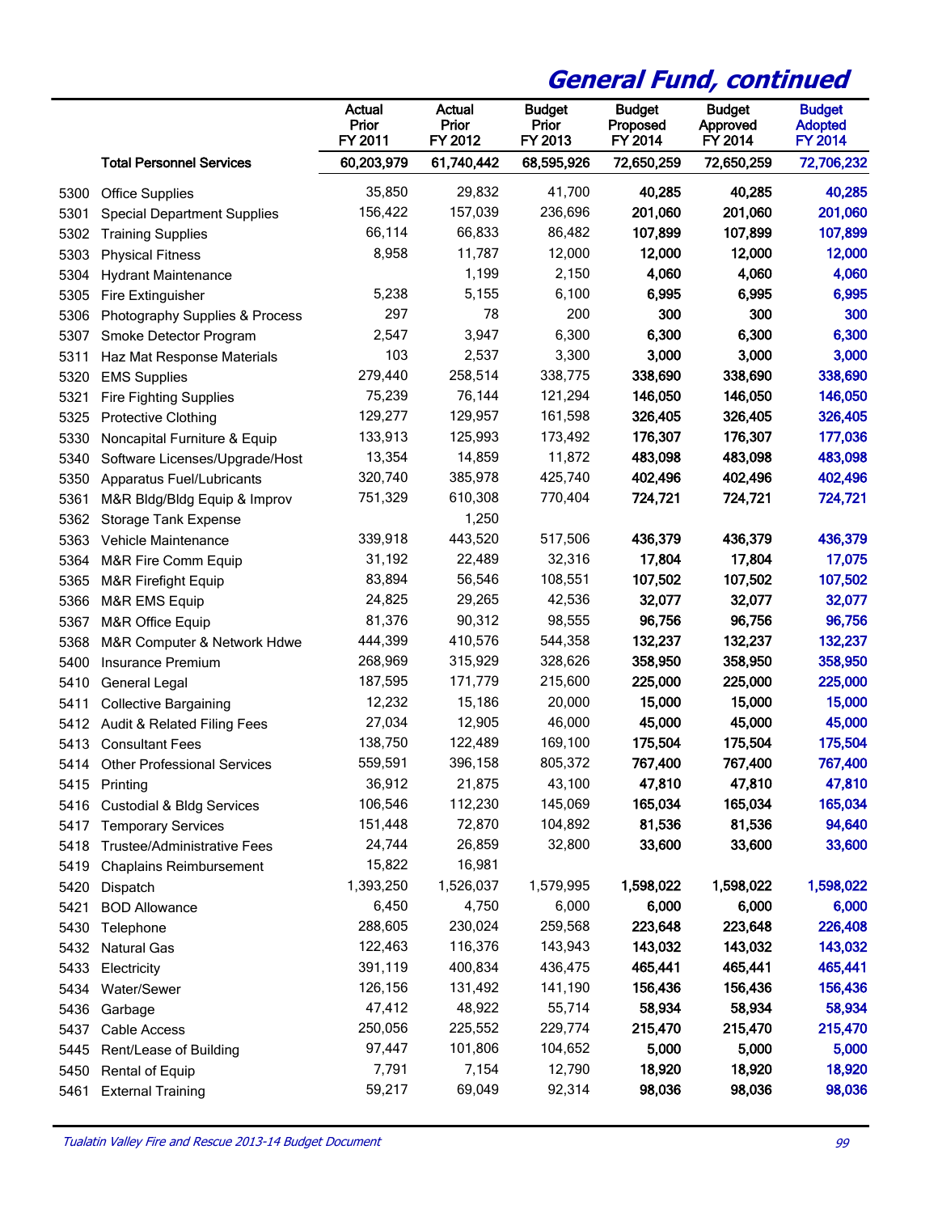# General Fund, continued

| | | Actual Prior FY 2011 | Actual Prior FY 2012 | Budget Prior FY 2013 | Budget Proposed FY 2014 | Budget Approved FY 2014 | Budget Adopted FY 2014 |
|---|---|---|---|---|---|---|---|
| | **Total Personnel Services** | **60,203,979** | **61,740,442** | **68,595,926** | **72,650,259** | **72,650,259** | **72,706,232** |
| 5300 | Office Supplies | 35,850 | 29,832 | 41,700 | **40,285** | **40,285** | **40,285** |
| 5301 | Special Department Supplies | 156,422 | 157,039 | 236,696 | **201,060** | **201,060** | **201,060** |
| 5302 | Training Supplies | 66,114 | 66,833 | 86,482 | **107,899** | **107,899** | **107,899** |
| 5303 | Physical Fitness | 8,958 | 11,787 | 12,000 | **12,000** | **12,000** | **12,000** |
| 5304 | Hydrant Maintenance | | 1,199 | 2,150 | **4,060** | **4,060** | **4,060** |
| 5305 | Fire Extinguisher | 5,238 | 5,155 | 6,100 | **6,995** | **6,995** | **6,995** |
| 5306 | Photography Supplies & Process | 297 | 78 | 200 | **300** | **300** | **300** |
| 5307 | Smoke Detector Program | 2,547 | 3,947 | 6,300 | **6,300** | **6,300** | **6,300** |
| 5311 | Haz Mat Response Materials | 103 | 2,537 | 3,300 | **3,000** | **3,000** | **3,000** |
| 5320 | EMS Supplies | 279,440 | 258,514 | 338,775 | **338,690** | **338,690** | **338,690** |
| 5321 | Fire Fighting Supplies | 75,239 | 76,144 | 121,294 | **146,050** | **146,050** | **146,050** |
| 5325 | Protective Clothing | 129,277 | 129,957 | 161,598 | **326,405** | **326,405** | **326,405** |
| 5330 | Noncapital Furniture & Equip | 133,913 | 125,993 | 173,492 | **176,307** | **176,307** | **177,036** |
| 5340 | Software Licenses/Upgrade/Host | 13,354 | 14,859 | 11,872 | **483,098** | **483,098** | **483,098** |
| 5350 | Apparatus Fuel/Lubricants | 320,740 | 385,978 | 425,740 | **402,496** | **402,496** | **402,496** |
| 5361 | M&R Bldg/Bldg Equip & Improv | 751,329 | 610,308 | 770,404 | **724,721** | **724,721** | **724,721** |
| 5362 | Storage Tank Expense | | 1,250 | | | | |
| 5363 | Vehicle Maintenance | 339,918 | 443,520 | 517,506 | **436,379** | **436,379** | **436,379** |
| 5364 | M&R Fire Comm Equip | 31,192 | 22,489 | 32,316 | **17,804** | **17,804** | **17,075** |
| 5365 | M&R Firefight Equip | 83,894 | 56,546 | 108,551 | **107,502** | **107,502** | **107,502** |
| 5366 | M&R EMS Equip | 24,825 | 29,265 | 42,536 | **32,077** | **32,077** | **32,077** |
| 5367 | M&R Office Equip | 81,376 | 90,312 | 98,555 | **96,756** | **96,756** | **96,756** |
| 5368 | M&R Computer & Network Hdwe | 444,399 | 410,576 | 544,358 | **132,237** | **132,237** | **132,237** |
| 5400 | Insurance Premium | 268,969 | 315,929 | 328,626 | **358,950** | **358,950** | **358,950** |
| 5410 | General Legal | 187,595 | 171,779 | 215,600 | **225,000** | **225,000** | **225,000** |
| 5411 | Collective Bargaining | 12,232 | 15,186 | 20,000 | **15,000** | **15,000** | **15,000** |
| 5412 | Audit & Related Filing Fees | 27,034 | 12,905 | 46,000 | **45,000** | **45,000** | **45,000** |
| 5413 | Consultant Fees | 138,750 | 122,489 | 169,100 | **175,504** | **175,504** | **175,504** |
| 5414 | Other Professional Services | 559,591 | 396,158 | 805,372 | **767,400** | **767,400** | **767,400** |
| 5415 | Printing | 36,912 | 21,875 | 43,100 | **47,810** | **47,810** | **47,810** |
| 5416 | Custodial & Bldg Services | 106,546 | 112,230 | 145,069 | **165,034** | **165,034** | **165,034** |
| 5417 | Temporary Services | 151,448 | 72,870 | 104,892 | **81,536** | **81,536** | **94,640** |
| 5418 | Trustee/Administrative Fees | 24,744 | 26,859 | 32,800 | **33,600** | **33,600** | **33,600** |
| 5419 | Chaplains Reimbursement | 15,822 | 16,981 | | | | |
| 5420 | Dispatch | 1,393,250 | 1,526,037 | 1,579,995 | **1,598,022** | **1,598,022** | **1,598,022** |
| 5421 | BOD Allowance | 6,450 | 4,750 | 6,000 | **6,000** | **6,000** | **6,000** |
| 5430 | Telephone | 288,605 | 230,024 | 259,568 | **223,648** | **223,648** | **226,408** |
| 5432 | Natural Gas | 122,463 | 116,376 | 143,943 | **143,032** | **143,032** | **143,032** |
| 5433 | Electricity | 391,119 | 400,834 | 436,475 | **465,441** | **465,441** | **465,441** |
| 5434 | Water/Sewer | 126,156 | 131,492 | 141,190 | **156,436** | **156,436** | **156,436** |
| 5436 | Garbage | 47,412 | 48,922 | 55,714 | **58,934** | **58,934** | **58,934** |
| 5437 | Cable Access | 250,056 | 225,552 | 229,774 | **215,470** | **215,470** | **215,470** |
| 5445 | Rent/Lease of Building | 97,447 | 101,806 | 104,652 | **5,000** | **5,000** | **5,000** |
| 5450 | Rental of Equip | 7,791 | 7,154 | 12,790 | **18,920** | **18,920** | **18,920** |
| 5461 | External Training | 59,217 | 69,049 | 92,314 | **98,036** | **98,036** | **98,036** |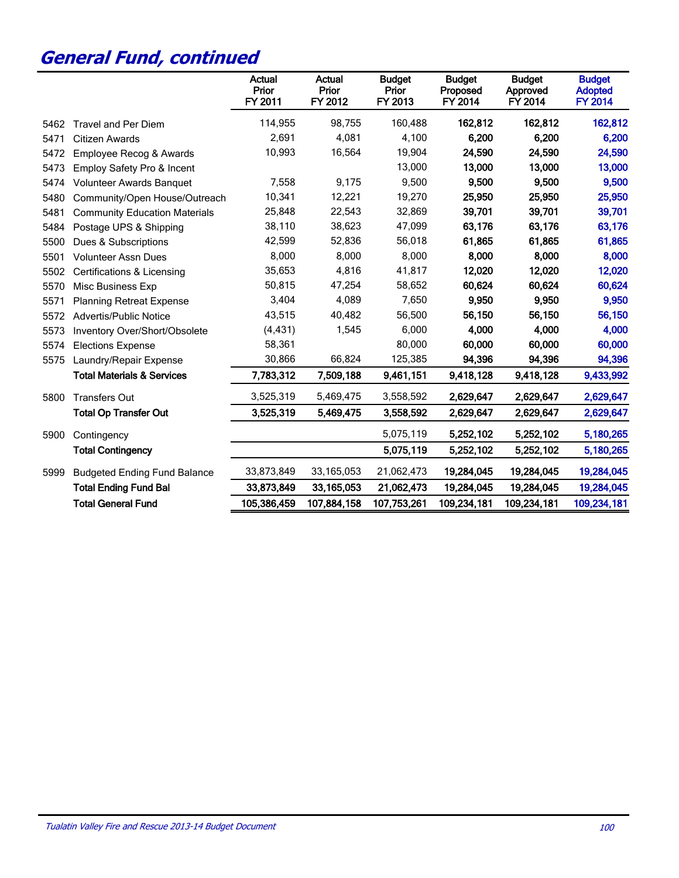# General Fund, continued

| | | Actual Prior FY 2011 | Actual Prior FY 2012 | Budget Prior FY 2013 | Budget Proposed FY 2014 | Budget Approved FY 2014 | Budget Adopted FY 2014 |
|---|---|---|---|---|---|---|---|
| 5462 | Travel and Per Diem | 114,955 | 98,755 | 160,488 | **162,812** | **162,812** | **162,812** |
| 5471 | Citizen Awards | 2,691 | 4,081 | 4,100 | **6,200** | **6,200** | **6,200** |
| 5472 | Employee Recog & Awards | 10,993 | 16,564 | 19,904 | **24,590** | **24,590** | **24,590** |
| 5473 | Employ Safety Pro & Incent | | | 13,000 | **13,000** | **13,000** | **13,000** |
| 5474 | Volunteer Awards Banquet | 7,558 | 9,175 | 9,500 | **9,500** | **9,500** | **9,500** |
| 5480 | Community/Open House/Outreach | 10,341 | 12,221 | 19,270 | **25,950** | **25,950** | **25,950** |
| 5481 | Community Education Materials | 25,848 | 22,543 | 32,869 | **39,701** | **39,701** | **39,701** |
| 5484 | Postage UPS & Shipping | 38,110 | 38,623 | 47,099 | **63,176** | **63,176** | **63,176** |
| 5500 | Dues & Subscriptions | 42,599 | 52,836 | 56,018 | **61,865** | **61,865** | **61,865** |
| 5501 | Volunteer Assn Dues | 8,000 | 8,000 | 8,000 | **8,000** | **8,000** | **8,000** |
| 5502 | Certifications & Licensing | 35,653 | 4,816 | 41,817 | **12,020** | **12,020** | **12,020** |
| 5570 | Misc Business Exp | 50,815 | 47,254 | 58,652 | **60,624** | **60,624** | **60,624** |
| 5571 | Planning Retreat Expense | 3,404 | 4,089 | 7,650 | **9,950** | **9,950** | **9,950** |
| 5572 | Advertis/Public Notice | 43,515 | 40,482 | 56,500 | **56,150** | **56,150** | **56,150** |
| 5573 | Inventory Over/Short/Obsolete | (4,431) | 1,545 | 6,000 | **4,000** | **4,000** | **4,000** |
| 5574 | Elections Expense | 58,361 | | 80,000 | **60,000** | **60,000** | **60,000** |
| 5575 | Laundry/Repair Expense | 30,866 | 66,824 | 125,385 | **94,396** | **94,396** | **94,396** |
| | **Total Materials & Services** | **7,783,312** | **7,509,188** | **9,461,151** | **9,418,128** | **9,418,128** | **9,433,992** |
| 5800 | Transfers Out | 3,525,319 | 5,469,475 | 3,558,592 | **2,629,647** | **2,629,647** | **2,629,647** |
| | **Total Op Transfer Out** | **3,525,319** | **5,469,475** | **3,558,592** | **2,629,647** | **2,629,647** | **2,629,647** |
| 5900 | Contingency | | | 5,075,119 | **5,252,102** | **5,252,102** | **5,180,265** |
| | **Total Contingency** | | | **5,075,119** | **5,252,102** | **5,252,102** | **5,180,265** |
| 5999 | Budgeted Ending Fund Balance | 33,873,849 | 33,165,053 | 21,062,473 | **19,284,045** | **19,284,045** | **19,284,045** |
| | **Total Ending Fund Bal** | **33,873,849** | **33,165,053** | **21,062,473** | **19,284,045** | **19,284,045** | **19,284,045** |
| | **Total General Fund** | **105,386,459** | **107,884,158** | **107,753,261** | **109,234,181** | **109,234,181** | **109,234,181** |